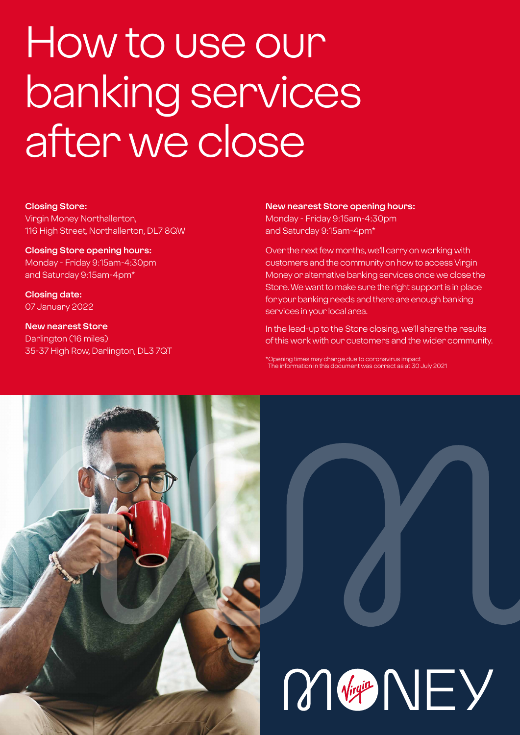# How to use our banking services after we close

**Closing Store:**
Virgin Money Northallerton,
116 High Street, Northallerton, DL7 8QW

**Closing Store opening hours:**
Monday - Friday 9:15am-4:30pm
and Saturday 9:15am-4pm*

**Closing date:**
07 January 2022

**New nearest Store**
Darlington (16 miles)
35-37 High Row, Darlington, DL3 7QT

**New nearest Store opening hours:**
Monday - Friday 9:15am-4:30pm
and Saturday 9:15am-4pm*

Over the next few months, we'll carry on working with customers and the community on how to access Virgin Money or alternative banking services once we close the Store. We want to make sure the right support is in place for your banking needs and there are enough banking services in your local area.

In the lead-up to the Store closing, we'll share the results of this work with our customers and the wider community.

*Opening times may change due to coronavirus impact
The information in this document was correct as at 30 July 2021

MONEY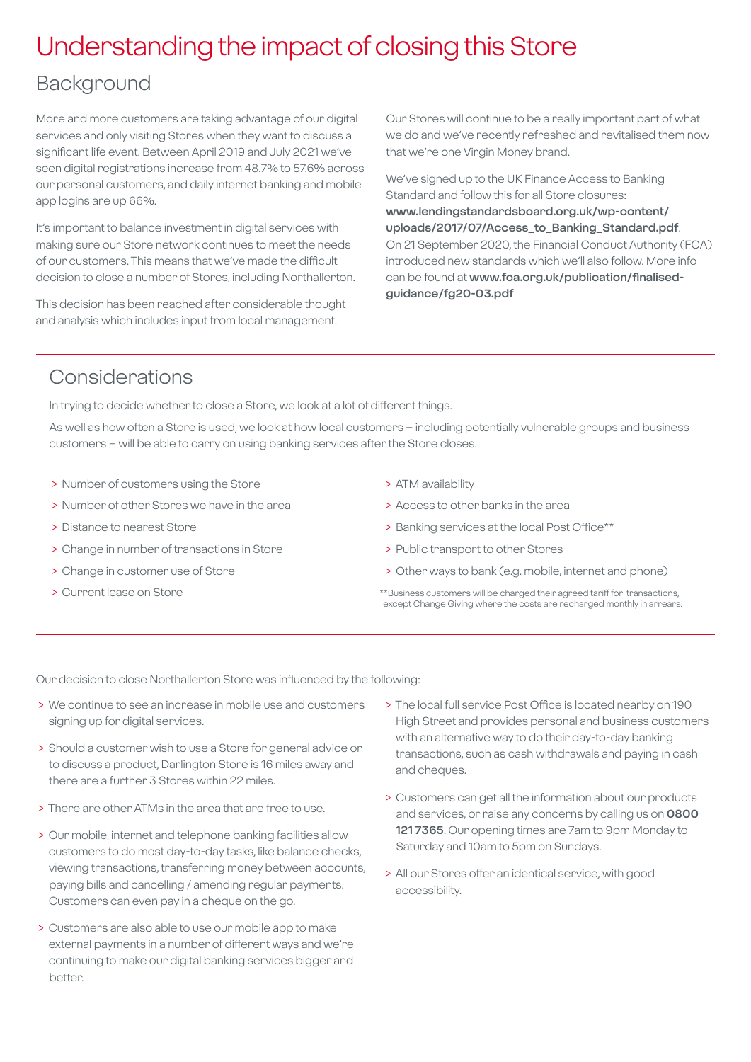# Understanding the impact of closing this Store

## Background

More and more customers are taking advantage of our digital services and only visiting Stores when they want to discuss a significant life event. Between April 2019 and July 2021 we've seen digital registrations increase from 48.7% to 57.6% across our personal customers, and daily internet banking and mobile app logins are up 66%.

It's important to balance investment in digital services with making sure our Store network continues to meet the needs of our customers. This means that we've made the difficult decision to close a number of Stores, including Northallerton.

This decision has been reached after considerable thought and analysis which includes input from local management.

Our Stores will continue to be a really important part of what we do and we've recently refreshed and revitalised them now that we're one Virgin Money brand.

We've signed up to the UK Finance Access to Banking Standard and follow this for all Store closures: **www.lendingstandardsboard.org.uk/wp-content/uploads/2017/07/Access_to_Banking_Standard.pdf**. On 21 September 2020, the Financial Conduct Authority (FCA) introduced new standards which we'll also follow. More info can be found at **www.fca.org.uk/publication/finalised-guidance/fg20-03.pdf**

## Considerations

In trying to decide whether to close a Store, we look at a lot of different things.

As well as how often a Store is used, we look at how local customers – including potentially vulnerable groups and business customers – will be able to carry on using banking services after the Store closes.

- Number of customers using the Store
- Number of other Stores we have in the area
- Distance to nearest Store
- Change in number of transactions in Store
- Change in customer use of Store
- Current lease on Store
- ATM availability
- Access to other banks in the area
- Banking services at the local Post Office**
- Public transport to other Stores
- Other ways to bank (e.g. mobile, internet and phone)

**Business customers will be charged their agreed tariff for transactions, except Change Giving where the costs are recharged monthly in arrears.

Our decision to close Northallerton Store was influenced by the following:

- We continue to see an increase in mobile use and customers signing up for digital services.
- Should a customer wish to use a Store for general advice or to discuss a product, Darlington Store is 16 miles away and there are a further 3 Stores within 22 miles.
- There are other ATMs in the area that are free to use.
- Our mobile, internet and telephone banking facilities allow customers to do most day-to-day tasks, like balance checks, viewing transactions, transferring money between accounts, paying bills and cancelling / amending regular payments. Customers can even pay in a cheque on the go.
- Customers are also able to use our mobile app to make external payments in a number of different ways and we're continuing to make our digital banking services bigger and better.
- The local full service Post Office is located nearby on 190 High Street and provides personal and business customers with an alternative way to do their day-to-day banking transactions, such as cash withdrawals and paying in cash and cheques.
- Customers can get all the information about our products and services, or raise any concerns by calling us on **0800 121 7365**. Our opening times are 7am to 9pm Monday to Saturday and 10am to 5pm on Sundays.
- All our Stores offer an identical service, with good accessibility.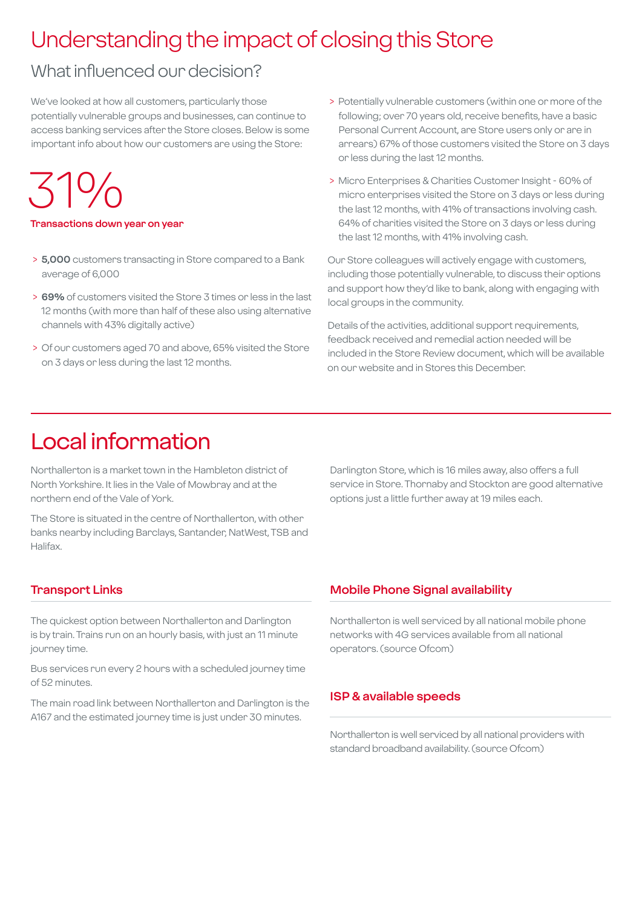# Understanding the impact of closing this Store

## What influenced our decision?

We've looked at how all customers, particularly those potentially vulnerable groups and businesses, can continue to access banking services after the Store closes. Below is some important info about how our customers are using the Store:

**31%**

**Transactions down year on year**

- **5,000** customers transacting in Store compared to a Bank average of 6,000
- **69%** of customers visited the Store 3 times or less in the last 12 months (with more than half of these also using alternative channels with 43% digitally active)
- Of our customers aged 70 and above, 65% visited the Store on 3 days or less during the last 12 months.
- Potentially vulnerable customers (within one or more of the following; over 70 years old, receive benefits, have a basic Personal Current Account, are Store users only or are in arrears) 67% of those customers visited the Store on 3 days or less during the last 12 months.
- Micro Enterprises & Charities Customer Insight - 60% of micro enterprises visited the Store on 3 days or less during the last 12 months, with 41% of transactions involving cash. 64% of charities visited the Store on 3 days or less during the last 12 months, with 41% involving cash.

Our Store colleagues will actively engage with customers, including those potentially vulnerable, to discuss their options and support how they'd like to bank, along with engaging with local groups in the community.

Details of the activities, additional support requirements, feedback received and remedial action needed will be included in the Store Review document, which will be available on our website and in Stores this December.

# Local information

Northallerton is a market town in the Hambleton district of North Yorkshire. It lies in the Vale of Mowbray and at the northern end of the Vale of York.

The Store is situated in the centre of Northallerton, with other banks nearby including Barclays, Santander, NatWest, TSB and Halifax.

Darlington Store, which is 16 miles away, also offers a full service in Store. Thornaby and Stockton are good alternative options just a little further away at 19 miles each.

### Transport Links

The quickest option between Northallerton and Darlington is by train. Trains run on an hourly basis, with just an 11 minute journey time.

Bus services run every 2 hours with a scheduled journey time of 52 minutes.

The main road link between Northallerton and Darlington is the A167 and the estimated journey time is just under 30 minutes.

### Mobile Phone Signal availability

Northallerton is well serviced by all national mobile phone networks with 4G services available from all national operators. (source Ofcom)

### ISP & available speeds

Northallerton is well serviced by all national providers with standard broadband availability. (source Ofcom)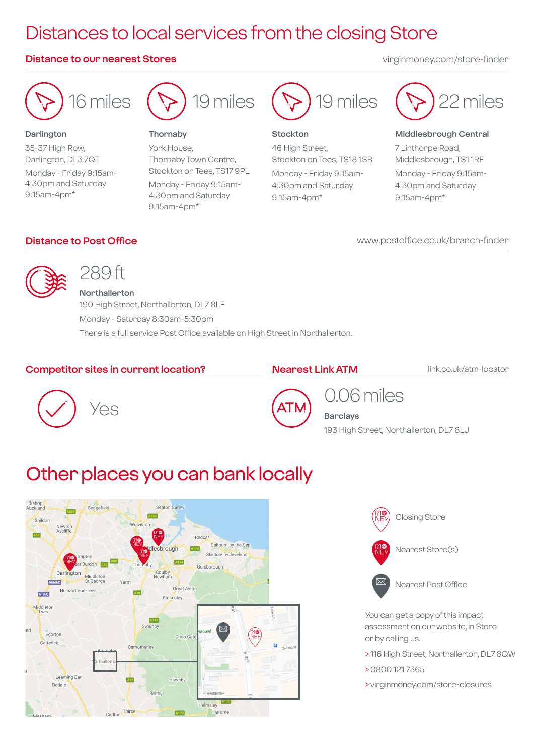# Distances to local services from the closing Store

## Distance to our nearest Stores

virginmoney.com/store-finder

**16 miles**

**Darlington**
35-37 High Row,
Darlington, DL3 7QT
Monday - Friday 9:15am-4:30pm and Saturday 9:15am-4pm*

**19 miles**

**Thornaby**
York House,
Thornaby Town Centre,
Stockton on Tees, TS17 9PL
Monday - Friday 9:15am-4:30pm and Saturday 9:15am-4pm*

**19 miles**

**Stockton**
46 High Street,
Stockton on Tees, TS18 1SB
Monday - Friday 9:15am-4:30pm and Saturday 9:15am-4pm*

**22 miles**

**Middlesbrough Central**
7 Linthorpe Road,
Middlesbrough, TS1 1RF
Monday - Friday 9:15am-4:30pm and Saturday 9:15am-4pm*

## Distance to Post Office

www.postoffice.co.uk/branch-finder

**289 ft**

**Northallerton**
190 High Street, Northallerton, DL7 8LF
Monday - Saturday 8:30am-5:30pm
There is a full service Post Office available on High Street in Northallerton.

## Competitor sites in current location?

Yes

## Nearest Link ATM

link.co.uk/atm-locator

**0.06 miles**

**Barclays**
193 High Street, Northallerton, DL7 8LJ

# Other places you can bank locally

- Closing Store
- Nearest Store(s)
- Nearest Post Office

You can get a copy of this impact assessment on our website, in Store or by calling us.

> 116 High Street, Northallerton, DL7 8QW

> 0800 121 7365

> virginmoney.com/store-closures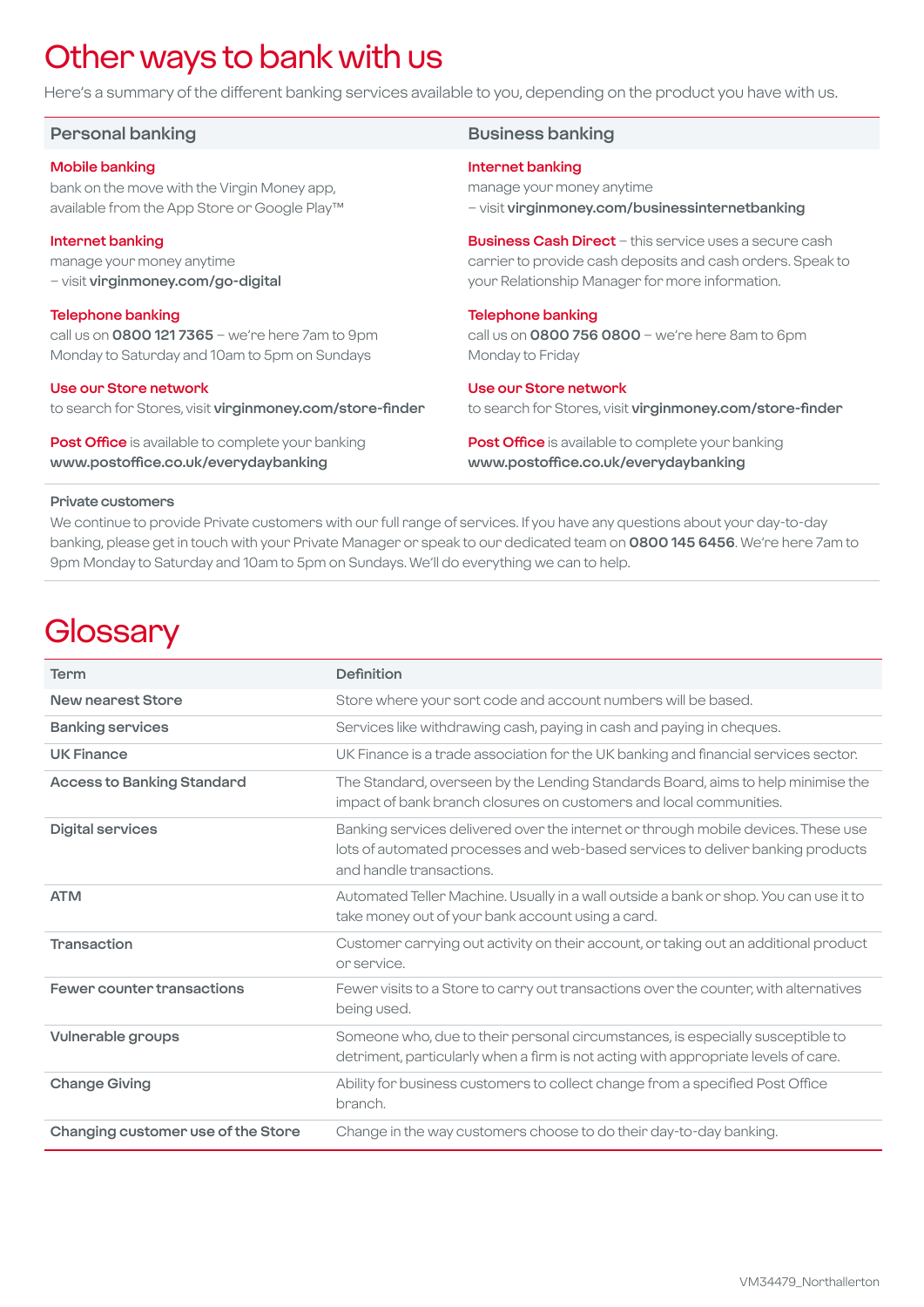# Other ways to bank with us

Here's a summary of the different banking services available to you, depending on the product you have with us.

## Personal banking

**Mobile banking**
bank on the move with the Virgin Money app, available from the App Store or Google Play™

**Internet banking**
manage your money anytime
– visit **virginmoney.com/go-digital**

**Telephone banking**
call us on **0800 121 7365** – we're here 7am to 9pm Monday to Saturday and 10am to 5pm on Sundays

**Use our Store network**
to search for Stores, visit **virginmoney.com/store-finder**

**Post Office** is available to complete your banking
**www.postoffice.co.uk/everydaybanking**

## Business banking

**Internet banking**
manage your money anytime
– visit **virginmoney.com/businessinternetbanking**

**Business Cash Direct** – this service uses a secure cash carrier to provide cash deposits and cash orders. Speak to your Relationship Manager for more information.

**Telephone banking**
call us on **0800 756 0800** – we're here 8am to 6pm Monday to Friday

**Use our Store network**
to search for Stores, visit **virginmoney.com/store-finder**

**Post Office** is available to complete your banking
**www.postoffice.co.uk/everydaybanking**

**Private customers**

We continue to provide Private customers with our full range of services. If you have any questions about your day-to-day banking, please get in touch with your Private Manager or speak to our dedicated team on **0800 145 6456**. We're here 7am to 9pm Monday to Saturday and 10am to 5pm on Sundays. We'll do everything we can to help.

# Glossary

| Term | Definition |
|---|---|
| New nearest Store | Store where your sort code and account numbers will be based. |
| Banking services | Services like withdrawing cash, paying in cash and paying in cheques. |
| UK Finance | UK Finance is a trade association for the UK banking and financial services sector. |
| Access to Banking Standard | The Standard, overseen by the Lending Standards Board, aims to help minimise the impact of bank branch closures on customers and local communities. |
| Digital services | Banking services delivered over the internet or through mobile devices. These use lots of automated processes and web-based services to deliver banking products and handle transactions. |
| ATM | Automated Teller Machine. Usually in a wall outside a bank or shop. You can use it to take money out of your bank account using a card. |
| Transaction | Customer carrying out activity on their account, or taking out an additional product or service. |
| Fewer counter transactions | Fewer visits to a Store to carry out transactions over the counter, with alternatives being used. |
| Vulnerable groups | Someone who, due to their personal circumstances, is especially susceptible to detriment, particularly when a firm is not acting with appropriate levels of care. |
| Change Giving | Ability for business customers to collect change from a specified Post Office branch. |
| Changing customer use of the Store | Change in the way customers choose to do their day-to-day banking. |

VM34479_Northallerton